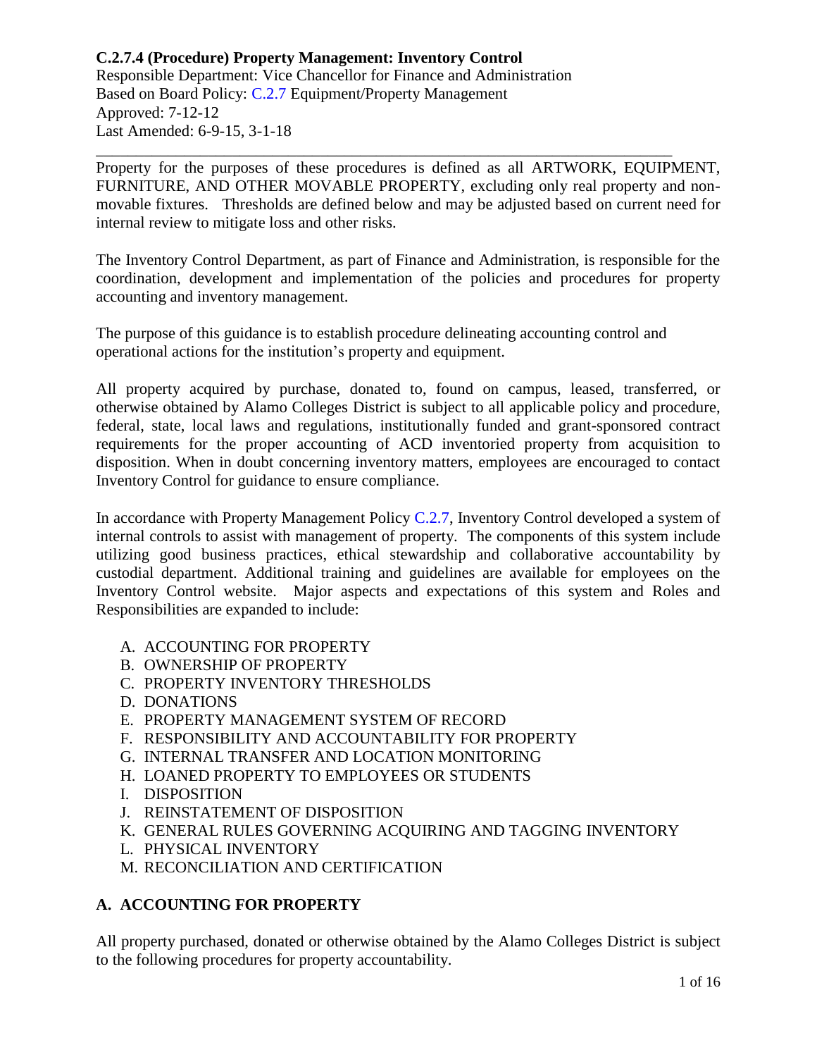**C.2.7.4 (Procedure) Property Management: Inventory Control**

Responsible Department: Vice Chancellor for Finance and Administration
Based on Board Policy: C.2.7 Equipment/Property Management
Approved: 7-12-12
Last Amended: 6-9-15, 3-1-18

---

Property for the purposes of these procedures is defined as all ARTWORK, EQUIPMENT, FURNITURE, AND OTHER MOVABLE PROPERTY, excluding only real property and non-movable fixtures. Thresholds are defined below and may be adjusted based on current need for internal review to mitigate loss and other risks.

The Inventory Control Department, as part of Finance and Administration, is responsible for the coordination, development and implementation of the policies and procedures for property accounting and inventory management.

The purpose of this guidance is to establish procedure delineating accounting control and operational actions for the institution's property and equipment.

All property acquired by purchase, donated to, found on campus, leased, transferred, or otherwise obtained by Alamo Colleges District is subject to all applicable policy and procedure, federal, state, local laws and regulations, institutionally funded and grant-sponsored contract requirements for the proper accounting of ACD inventoried property from acquisition to disposition. When in doubt concerning inventory matters, employees are encouraged to contact Inventory Control for guidance to ensure compliance.

In accordance with Property Management Policy C.2.7, Inventory Control developed a system of internal controls to assist with management of property. The components of this system include utilizing good business practices, ethical stewardship and collaborative accountability by custodial department. Additional training and guidelines are available for employees on the Inventory Control website. Major aspects and expectations of this system and Roles and Responsibilities are expanded to include:

A. ACCOUNTING FOR PROPERTY
B. OWNERSHIP OF PROPERTY
C. PROPERTY INVENTORY THRESHOLDS
D. DONATIONS
E. PROPERTY MANAGEMENT SYSTEM OF RECORD
F. RESPONSIBILITY AND ACCOUNTABILITY FOR PROPERTY
G. INTERNAL TRANSFER AND LOCATION MONITORING
H. LOANED PROPERTY TO EMPLOYEES OR STUDENTS
I. DISPOSITION
J. REINSTATEMENT OF DISPOSITION
K. GENERAL RULES GOVERNING ACQUIRING AND TAGGING INVENTORY
L. PHYSICAL INVENTORY
M. RECONCILIATION AND CERTIFICATION

## A. ACCOUNTING FOR PROPERTY

All property purchased, donated or otherwise obtained by the Alamo Colleges District is subject to the following procedures for property accountability.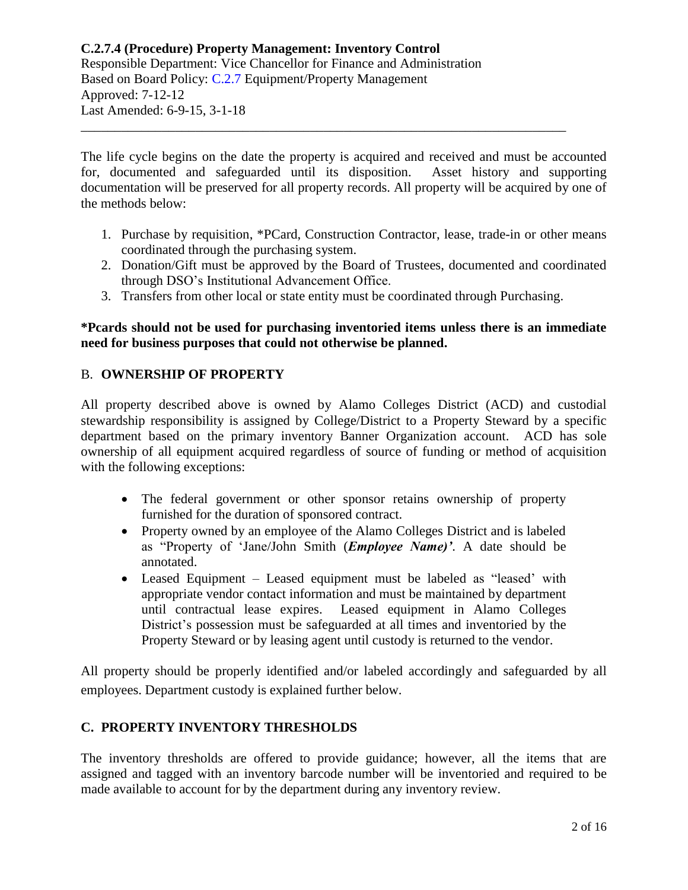**C.2.7.4 (Procedure) Property Management: Inventory Control**
Responsible Department: Vice Chancellor for Finance and Administration
Based on Board Policy: C.2.7 Equipment/Property Management
Approved: 7-12-12
Last Amended: 6-9-15, 3-1-18

---

The life cycle begins on the date the property is acquired and received and must be accounted for, documented and safeguarded until its disposition. Asset history and supporting documentation will be preserved for all property records. All property will be acquired by one of the methods below:

1. Purchase by requisition, *PCard, Construction Contractor, lease, trade-in or other means coordinated through the purchasing system.
2. Donation/Gift must be approved by the Board of Trustees, documented and coordinated through DSO's Institutional Advancement Office.
3. Transfers from other local or state entity must be coordinated through Purchasing.

**\*Pcards should not be used for purchasing inventoried items unless there is an immediate need for business purposes that could not otherwise be planned.**

## B. OWNERSHIP OF PROPERTY

All property described above is owned by Alamo Colleges District (ACD) and custodial stewardship responsibility is assigned by College/District to a Property Steward by a specific department based on the primary inventory Banner Organization account. ACD has sole ownership of all equipment acquired regardless of source of funding or method of acquisition with the following exceptions:

- The federal government or other sponsor retains ownership of property furnished for the duration of sponsored contract.
- Property owned by an employee of the Alamo Colleges District and is labeled as "Property of 'Jane/John Smith (***Employee Name)'***. A date should be annotated.
- Leased Equipment – Leased equipment must be labeled as "leased' with appropriate vendor contact information and must be maintained by department until contractual lease expires. Leased equipment in Alamo Colleges District's possession must be safeguarded at all times and inventoried by the Property Steward or by leasing agent until custody is returned to the vendor.

All property should be properly identified and/or labeled accordingly and safeguarded by all employees. Department custody is explained further below.

## C. PROPERTY INVENTORY THRESHOLDS

The inventory thresholds are offered to provide guidance; however, all the items that are assigned and tagged with an inventory barcode number will be inventoried and required to be made available to account for by the department during any inventory review.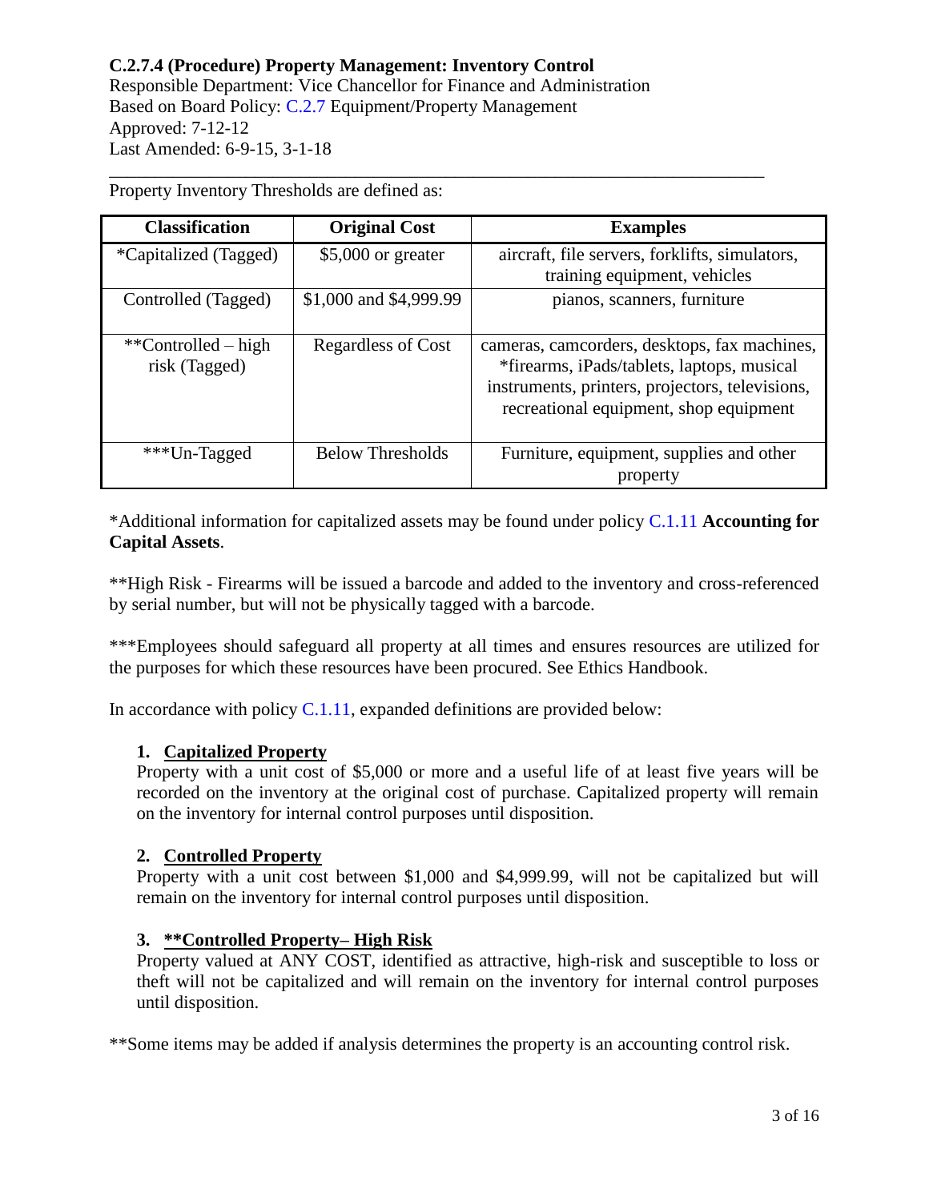**C.2.7.4 (Procedure) Property Management: Inventory Control**
Responsible Department: Vice Chancellor for Finance and Administration
Based on Board Policy: C.2.7 Equipment/Property Management
Approved: 7-12-12
Last Amended: 6-9-15, 3-1-18

---

Property Inventory Thresholds are defined as:

| Classification | Original Cost | Examples |
|---|---|---|
| *Capitalized (Tagged) | $5,000 or greater | aircraft, file servers, forklifts, simulators, training equipment, vehicles |
| Controlled (Tagged) | $1,000 and $4,999.99 | pianos, scanners, furniture |
| **Controlled – high risk (Tagged) | Regardless of Cost | cameras, camcorders, desktops, fax machines, *firearms, iPads/tablets, laptops, musical instruments, printers, projectors, televisions, recreational equipment, shop equipment |
| ***Un-Tagged | Below Thresholds | Furniture, equipment, supplies and other property |

*Additional information for capitalized assets may be found under policy C.1.11 **Accounting for Capital Assets**.

**High Risk - Firearms will be issued a barcode and added to the inventory and cross-referenced by serial number, but will not be physically tagged with a barcode.

***Employees should safeguard all property at all times and ensures resources are utilized for the purposes for which these resources have been procured. See Ethics Handbook.

In accordance with policy C.1.11, expanded definitions are provided below:

1. **Capitalized Property**
   Property with a unit cost of $5,000 or more and a useful life of at least five years will be recorded on the inventory at the original cost of purchase. Capitalized property will remain on the inventory for internal control purposes until disposition.

2. **Controlled Property**
   Property with a unit cost between $1,000 and $4,999.99, will not be capitalized but will remain on the inventory for internal control purposes until disposition.

3. **\*\*Controlled Property– High Risk**
   Property valued at ANY COST, identified as attractive, high-risk and susceptible to loss or theft will not be capitalized and will remain on the inventory for internal control purposes until disposition.

**Some items may be added if analysis determines the property is an accounting control risk.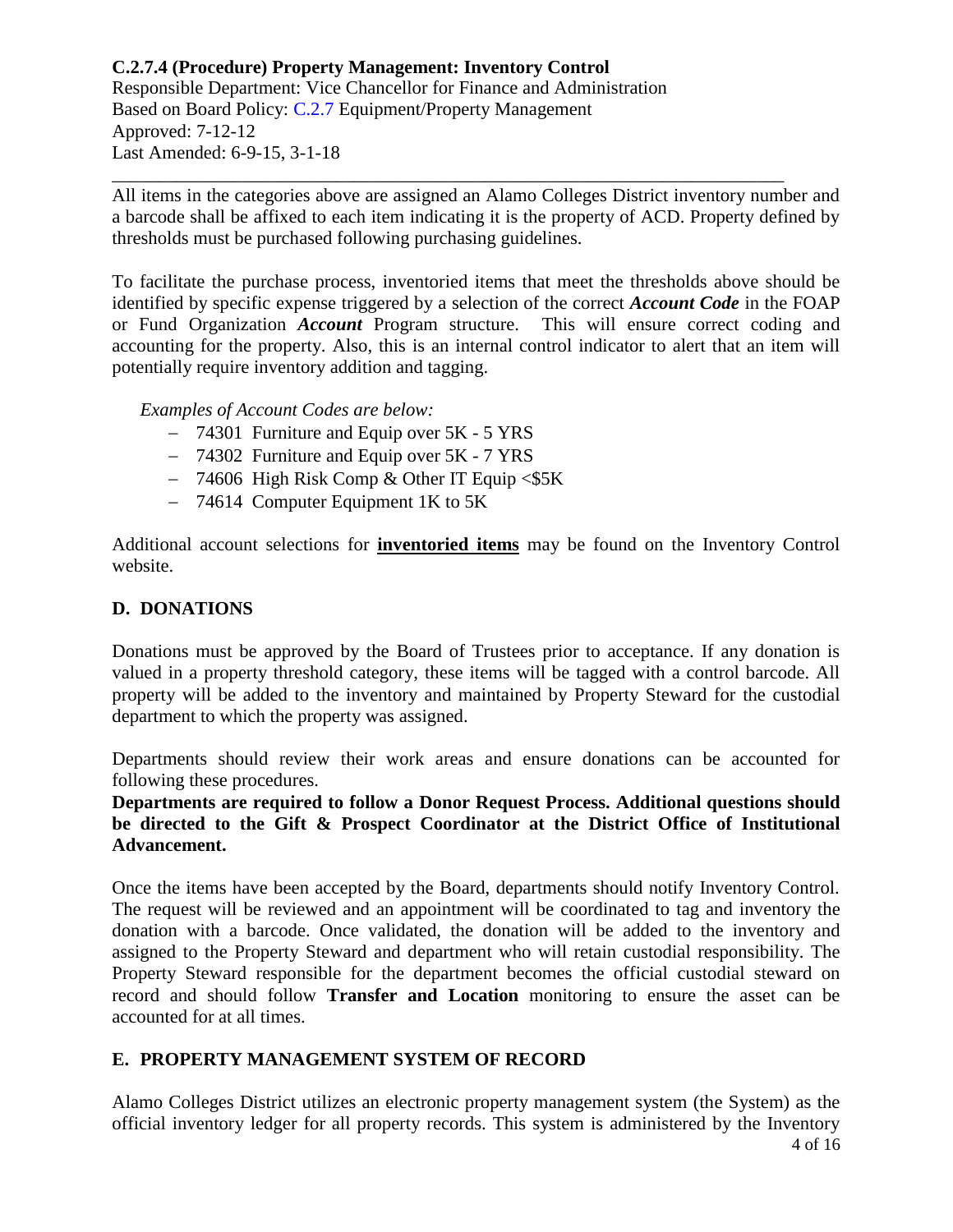All items in the categories above are assigned an Alamo Colleges District inventory number and a barcode shall be affixed to each item indicating it is the property of ACD. Property defined by thresholds must be purchased following purchasing guidelines.

To facilitate the purchase process, inventoried items that meet the thresholds above should be identified by specific expense triggered by a selection of the correct ***Account Code*** in the FOAP or Fund Organization ***Account*** Program structure. This will ensure correct coding and accounting for the property. Also, this is an internal control indicator to alert that an item will potentially require inventory addition and tagging.

*Examples of Account Codes are below:*

- 74301 Furniture and Equip over 5K - 5 YRS
- 74302 Furniture and Equip over 5K - 7 YRS
- 74606 High Risk Comp & Other IT Equip <$5K
- 74614 Computer Equipment 1K to 5K

Additional account selections for **inventoried items** may be found on the Inventory Control website.

## D. DONATIONS

Donations must be approved by the Board of Trustees prior to acceptance. If any donation is valued in a property threshold category, these items will be tagged with a control barcode. All property will be added to the inventory and maintained by Property Steward for the custodial department to which the property was assigned.

Departments should review their work areas and ensure donations can be accounted for following these procedures.

**Departments are required to follow a Donor Request Process. Additional questions should be directed to the Gift & Prospect Coordinator at the District Office of Institutional Advancement.**

Once the items have been accepted by the Board, departments should notify Inventory Control. The request will be reviewed and an appointment will be coordinated to tag and inventory the donation with a barcode. Once validated, the donation will be added to the inventory and assigned to the Property Steward and department who will retain custodial responsibility. The Property Steward responsible for the department becomes the official custodial steward on record and should follow **Transfer and Location** monitoring to ensure the asset can be accounted for at all times.

## E. PROPERTY MANAGEMENT SYSTEM OF RECORD

Alamo Colleges District utilizes an electronic property management system (the System) as the official inventory ledger for all property records. This system is administered by the Inventory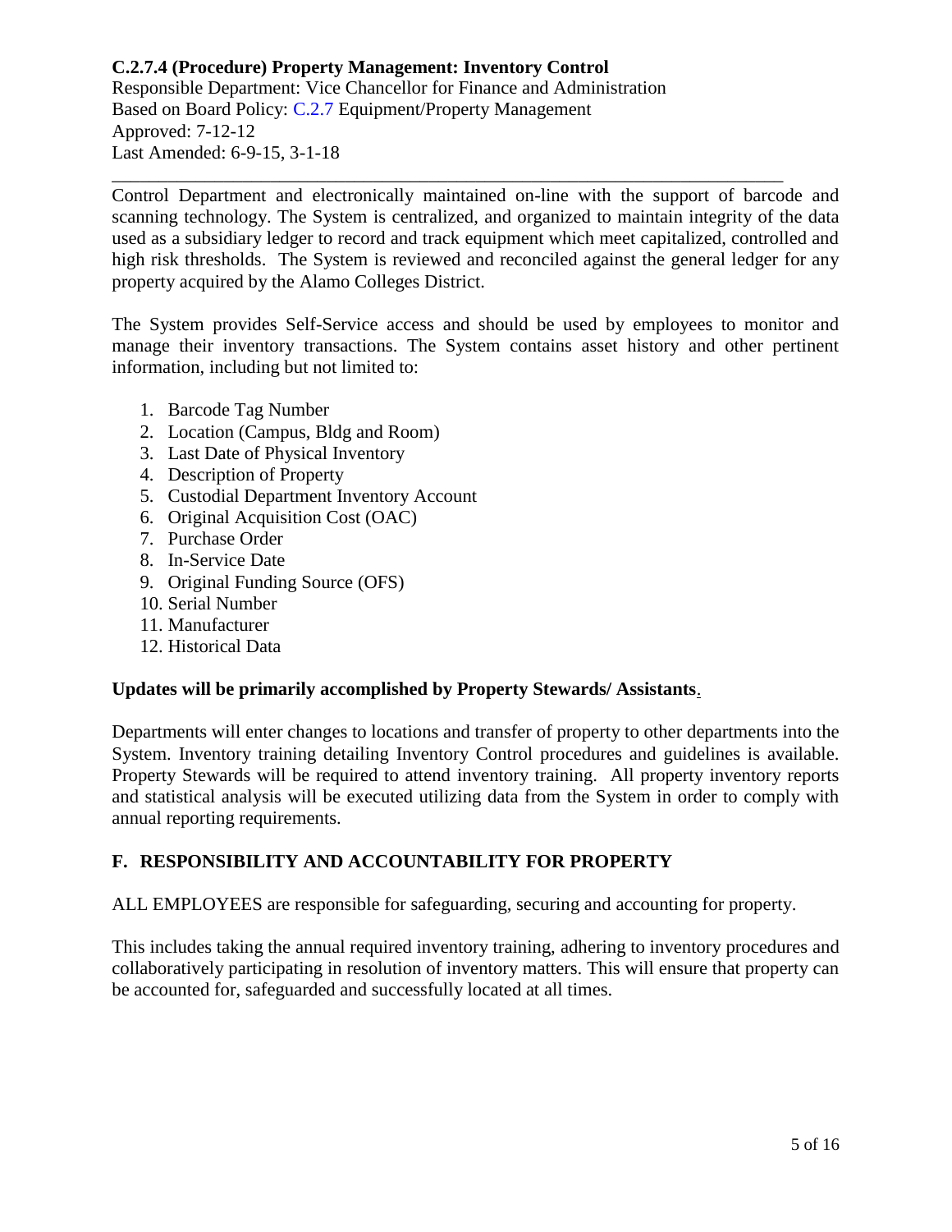Control Department and electronically maintained on-line with the support of barcode and scanning technology. The System is centralized, and organized to maintain integrity of the data used as a subsidiary ledger to record and track equipment which meet capitalized, controlled and high risk thresholds. The System is reviewed and reconciled against the general ledger for any property acquired by the Alamo Colleges District.

The System provides Self-Service access and should be used by employees to monitor and manage their inventory transactions. The System contains asset history and other pertinent information, including but not limited to:

1. Barcode Tag Number
2. Location (Campus, Bldg and Room)
3. Last Date of Physical Inventory
4. Description of Property
5. Custodial Department Inventory Account
6. Original Acquisition Cost (OAC)
7. Purchase Order
8. In-Service Date
9. Original Funding Source (OFS)
10. Serial Number
11. Manufacturer
12. Historical Data

**Updates will be primarily accomplished by Property Stewards/ Assistants**.

Departments will enter changes to locations and transfer of property to other departments into the System. Inventory training detailing Inventory Control procedures and guidelines is available. Property Stewards will be required to attend inventory training. All property inventory reports and statistical analysis will be executed utilizing data from the System in order to comply with annual reporting requirements.

## F. RESPONSIBILITY AND ACCOUNTABILITY FOR PROPERTY

ALL EMPLOYEES are responsible for safeguarding, securing and accounting for property.

This includes taking the annual required inventory training, adhering to inventory procedures and collaboratively participating in resolution of inventory matters. This will ensure that property can be accounted for, safeguarded and successfully located at all times.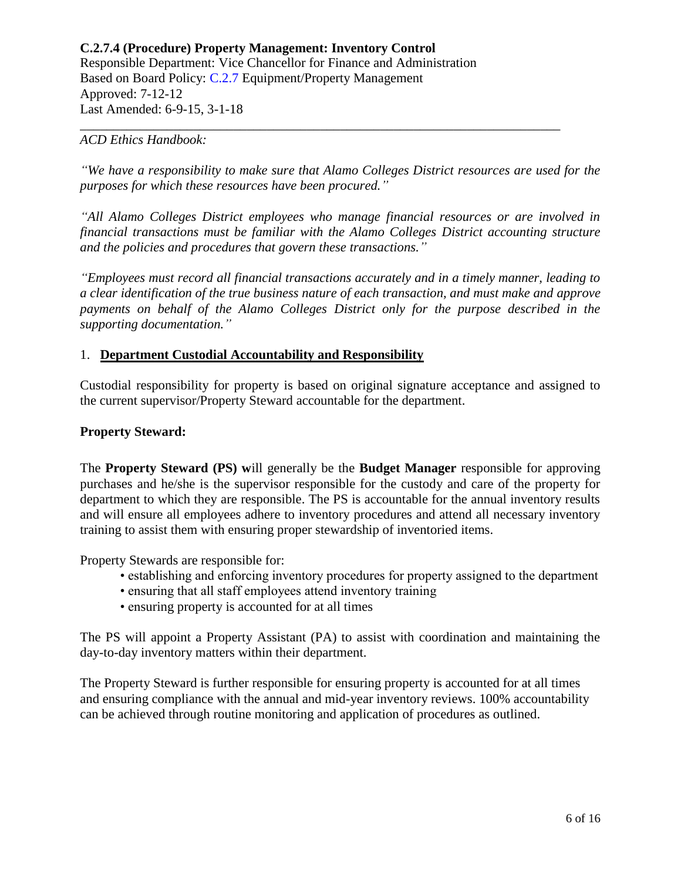**C.2.7.4 (Procedure) Property Management: Inventory Control**
Responsible Department: Vice Chancellor for Finance and Administration
Based on Board Policy: C.2.7 Equipment/Property Management
Approved: 7-12-12
Last Amended: 6-9-15, 3-1-18

---

*ACD Ethics Handbook:*

*"We have a responsibility to make sure that Alamo Colleges District resources are used for the purposes for which these resources have been procured."*

*"All Alamo Colleges District employees who manage financial resources or are involved in financial transactions must be familiar with the Alamo Colleges District accounting structure and the policies and procedures that govern these transactions."*

*"Employees must record all financial transactions accurately and in a timely manner, leading to a clear identification of the true business nature of each transaction, and must make and approve payments on behalf of the Alamo Colleges District only for the purpose described in the supporting documentation."*

1. **Department Custodial Accountability and Responsibility**

Custodial responsibility for property is based on original signature acceptance and assigned to the current supervisor/Property Steward accountable for the department.

**Property Steward:**

The **Property Steward (PS) w**ill generally be the **Budget Manager** responsible for approving purchases and he/she is the supervisor responsible for the custody and care of the property for department to which they are responsible. The PS is accountable for the annual inventory results and will ensure all employees adhere to inventory procedures and attend all necessary inventory training to assist them with ensuring proper stewardship of inventoried items.

Property Stewards are responsible for:

- establishing and enforcing inventory procedures for property assigned to the department
- ensuring that all staff employees attend inventory training
- ensuring property is accounted for at all times

The PS will appoint a Property Assistant (PA) to assist with coordination and maintaining the day-to-day inventory matters within their department.

The Property Steward is further responsible for ensuring property is accounted for at all times and ensuring compliance with the annual and mid-year inventory reviews. 100% accountability can be achieved through routine monitoring and application of procedures as outlined.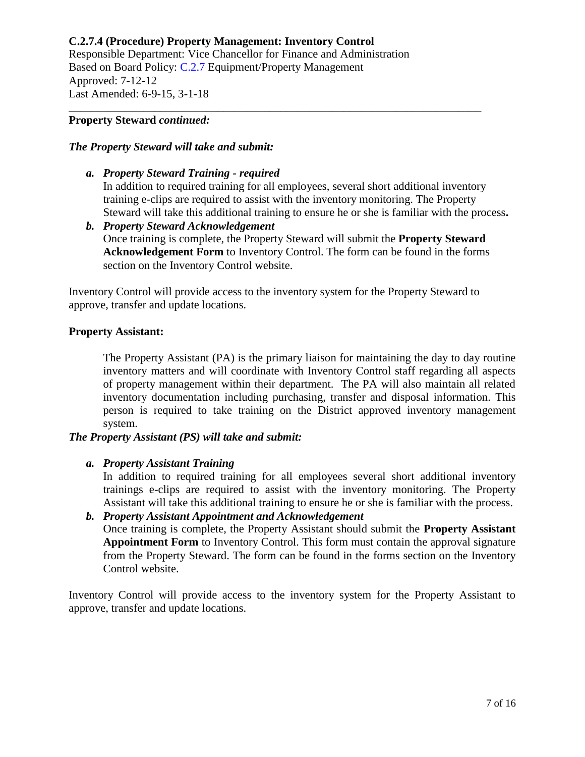**C.2.7.4 (Procedure) Property Management: Inventory Control**
Responsible Department: Vice Chancellor for Finance and Administration
Based on Board Policy: C.2.7 Equipment/Property Management
Approved: 7-12-12
Last Amended: 6-9-15, 3-1-18

---

**Property Steward** ***continued:***

***The Property Steward will take and submit:***

*a.* ***Property Steward Training - required***
In addition to required training for all employees, several short additional inventory training e-clips are required to assist with the inventory monitoring. The Property Steward will take this additional training to ensure he or she is familiar with the process**.**

*b.* ***Property Steward Acknowledgement***
Once training is complete, the Property Steward will submit the **Property Steward Acknowledgement Form** to Inventory Control. The form can be found in the forms section on the Inventory Control website.

Inventory Control will provide access to the inventory system for the Property Steward to approve, transfer and update locations.

**Property Assistant:**

The Property Assistant (PA) is the primary liaison for maintaining the day to day routine inventory matters and will coordinate with Inventory Control staff regarding all aspects of property management within their department. The PA will also maintain all related inventory documentation including purchasing, transfer and disposal information. This person is required to take training on the District approved inventory management system.

***The Property Assistant (PS) will take and submit:***

*a.* ***Property Assistant Training***
In addition to required training for all employees several short additional inventory trainings e-clips are required to assist with the inventory monitoring. The Property Assistant will take this additional training to ensure he or she is familiar with the process.

*b.* ***Property Assistant Appointment and Acknowledgement***
Once training is complete, the Property Assistant should submit the **Property Assistant Appointment Form** to Inventory Control. This form must contain the approval signature from the Property Steward. The form can be found in the forms section on the Inventory Control website.

Inventory Control will provide access to the inventory system for the Property Assistant to approve, transfer and update locations.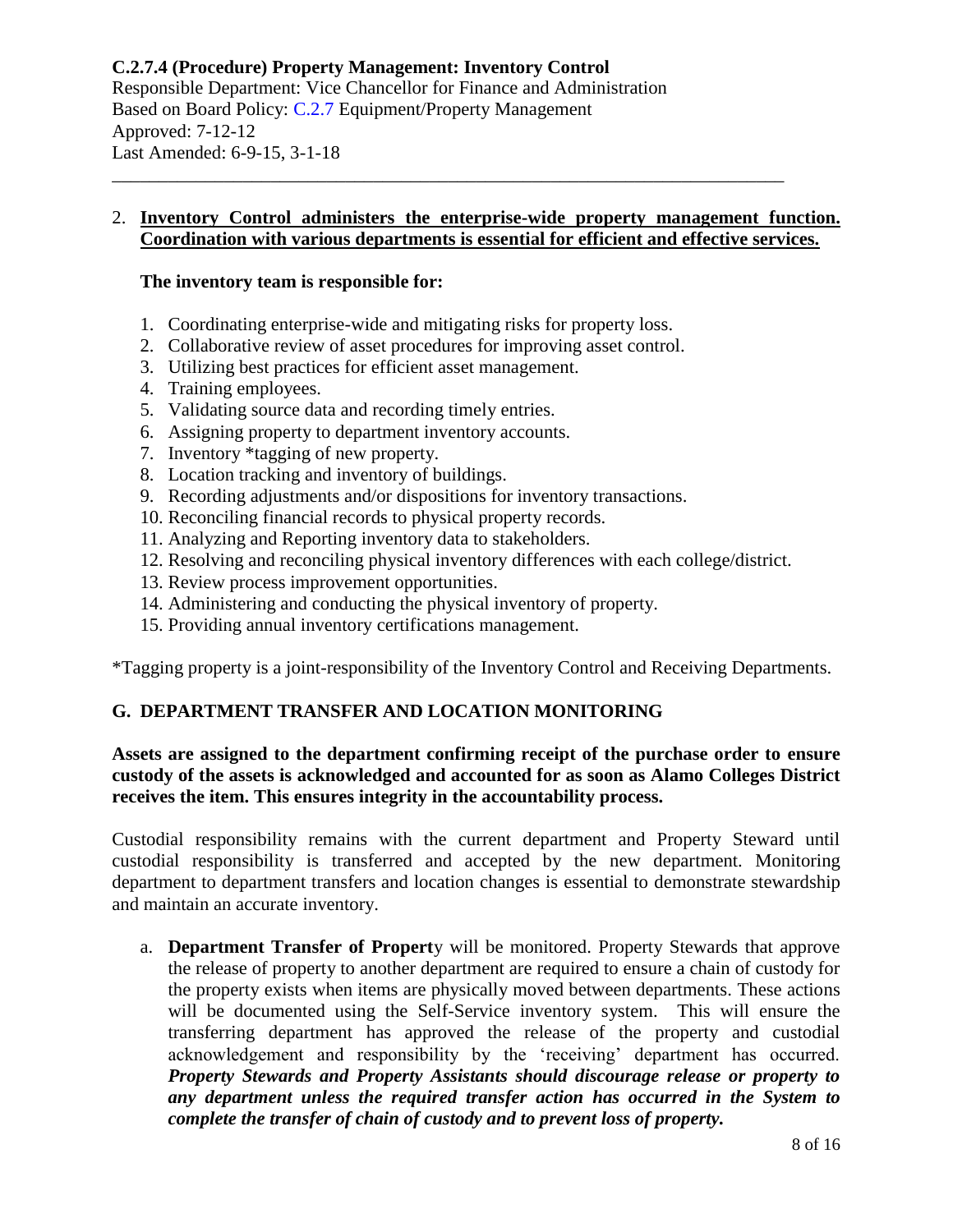**C.2.7.4 (Procedure) Property Management: Inventory Control**
Responsible Department: Vice Chancellor for Finance and Administration
Based on Board Policy: C.2.7 Equipment/Property Management
Approved: 7-12-12
Last Amended: 6-9-15, 3-1-18

---

2. **Inventory Control administers the enterprise-wide property management function. Coordination with various departments is essential for efficient and effective services.**

   **The inventory team is responsible for:**

   1. Coordinating enterprise-wide and mitigating risks for property loss.
   2. Collaborative review of asset procedures for improving asset control.
   3. Utilizing best practices for efficient asset management.
   4. Training employees.
   5. Validating source data and recording timely entries.
   6. Assigning property to department inventory accounts.
   7. Inventory *tagging of new property.
   8. Location tracking and inventory of buildings.
   9. Recording adjustments and/or dispositions for inventory transactions.
   10. Reconciling financial records to physical property records.
   11. Analyzing and Reporting inventory data to stakeholders.
   12. Resolving and reconciling physical inventory differences with each college/district.
   13. Review process improvement opportunities.
   14. Administering and conducting the physical inventory of property.
   15. Providing annual inventory certifications management.

*Tagging property is a joint-responsibility of the Inventory Control and Receiving Departments.

## G. DEPARTMENT TRANSFER AND LOCATION MONITORING

**Assets are assigned to the department confirming receipt of the purchase order to ensure custody of the assets is acknowledged and accounted for as soon as Alamo Colleges District receives the item. This ensures integrity in the accountability process.**

Custodial responsibility remains with the current department and Property Steward until custodial responsibility is transferred and accepted by the new department. Monitoring department to department transfers and location changes is essential to demonstrate stewardship and maintain an accurate inventory.

a. **Department Transfer of Propert**y will be monitored. Property Stewards that approve the release of property to another department are required to ensure a chain of custody for the property exists when items are physically moved between departments. These actions will be documented using the Self-Service inventory system. This will ensure the transferring department has approved the release of the property and custodial acknowledgement and responsibility by the 'receiving' department has occurred. ***Property Stewards and Property Assistants should discourage release or property to any department unless the required transfer action has occurred in the System to complete the transfer of chain of custody and to prevent loss of property.***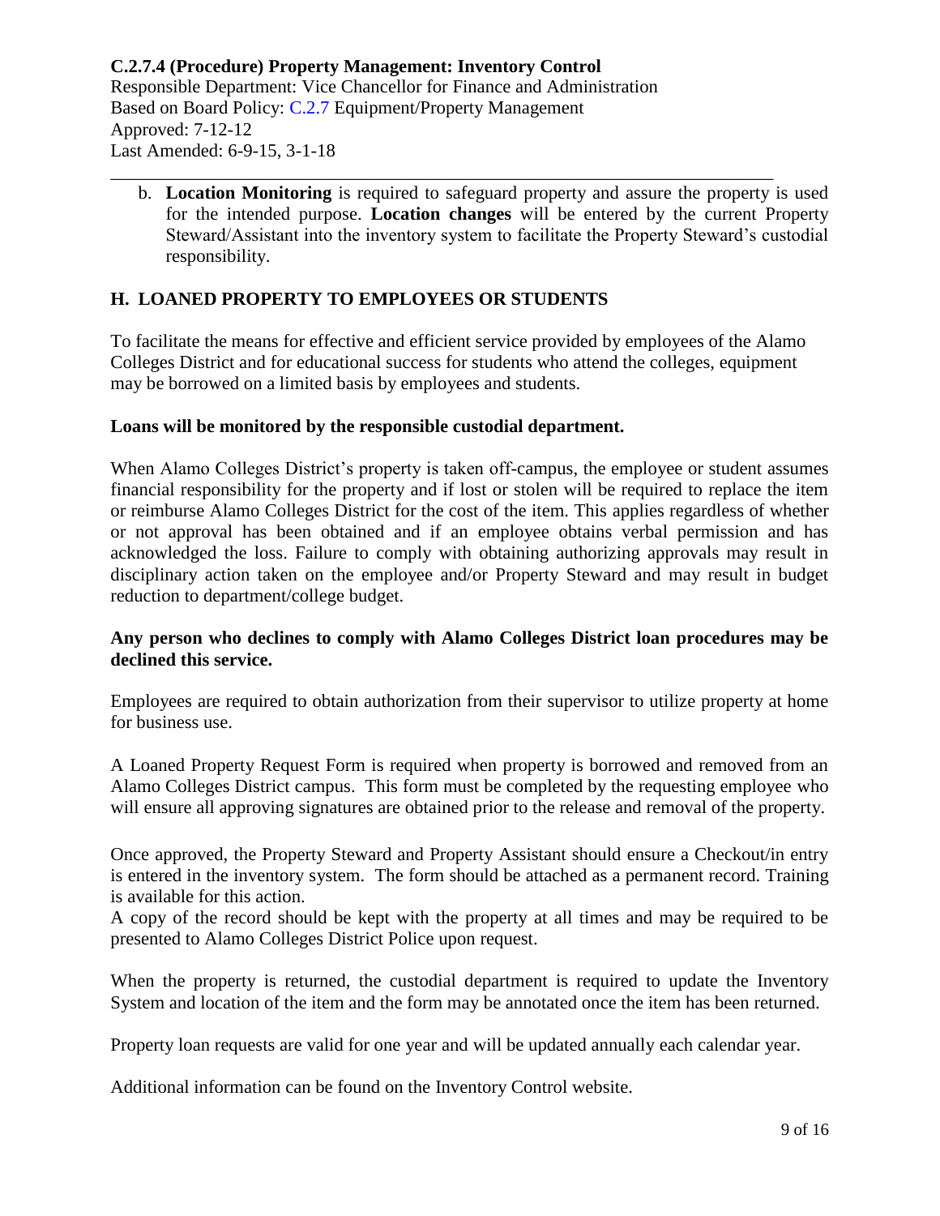b. **Location Monitoring** is required to safeguard property and assure the property is used for the intended purpose. **Location changes** will be entered by the current Property Steward/Assistant into the inventory system to facilitate the Property Steward's custodial responsibility.

## H. LOANED PROPERTY TO EMPLOYEES OR STUDENTS

To facilitate the means for effective and efficient service provided by employees of the Alamo Colleges District and for educational success for students who attend the colleges, equipment may be borrowed on a limited basis by employees and students.

**Loans will be monitored by the responsible custodial department.**

When Alamo Colleges District's property is taken off-campus, the employee or student assumes financial responsibility for the property and if lost or stolen will be required to replace the item or reimburse Alamo Colleges District for the cost of the item. This applies regardless of whether or not approval has been obtained and if an employee obtains verbal permission and has acknowledged the loss. Failure to comply with obtaining authorizing approvals may result in disciplinary action taken on the employee and/or Property Steward and may result in budget reduction to department/college budget.

**Any person who declines to comply with Alamo Colleges District loan procedures may be declined this service.**

Employees are required to obtain authorization from their supervisor to utilize property at home for business use.

A Loaned Property Request Form is required when property is borrowed and removed from an Alamo Colleges District campus. This form must be completed by the requesting employee who will ensure all approving signatures are obtained prior to the release and removal of the property.

Once approved, the Property Steward and Property Assistant should ensure a Checkout/in entry is entered in the inventory system. The form should be attached as a permanent record. Training is available for this action.

A copy of the record should be kept with the property at all times and may be required to be presented to Alamo Colleges District Police upon request.

When the property is returned, the custodial department is required to update the Inventory System and location of the item and the form may be annotated once the item has been returned.

Property loan requests are valid for one year and will be updated annually each calendar year.

Additional information can be found on the Inventory Control website.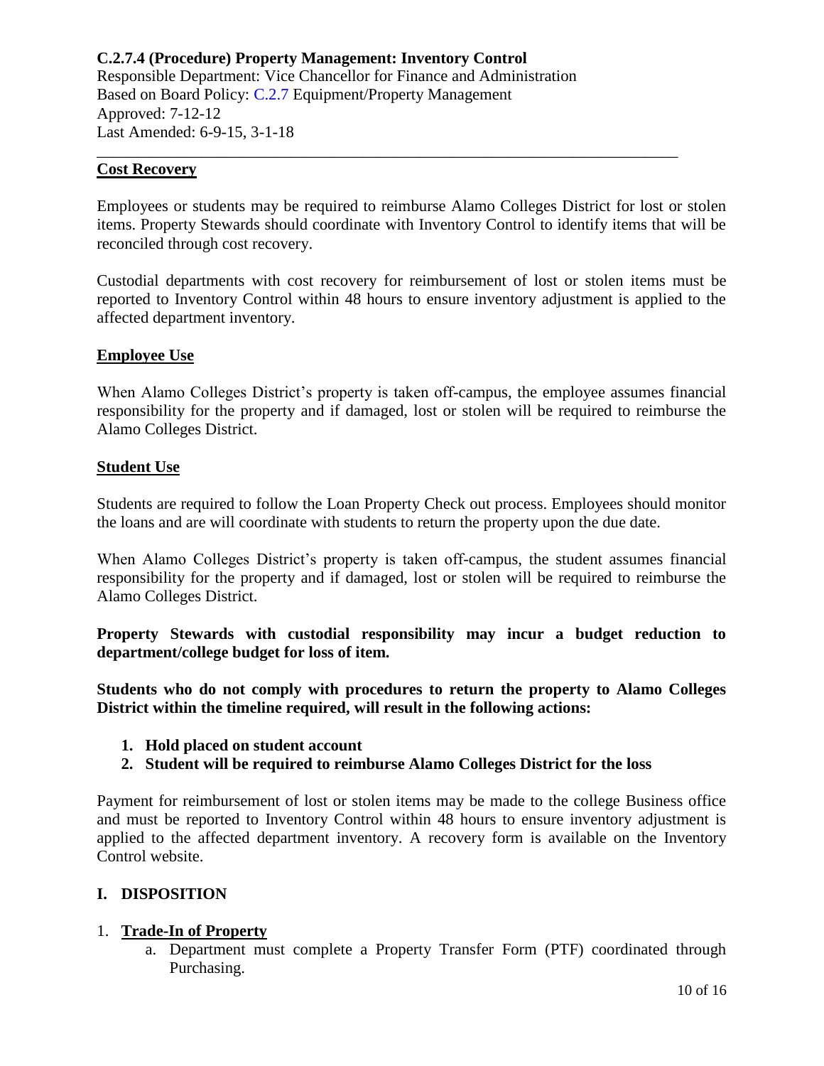**C.2.7.4 (Procedure) Property Management: Inventory Control**
Responsible Department: Vice Chancellor for Finance and Administration
Based on Board Policy: C.2.7 Equipment/Property Management
Approved: 7-12-12
Last Amended: 6-9-15, 3-1-18

---

**Cost Recovery**

Employees or students may be required to reimburse Alamo Colleges District for lost or stolen items. Property Stewards should coordinate with Inventory Control to identify items that will be reconciled through cost recovery.

Custodial departments with cost recovery for reimbursement of lost or stolen items must be reported to Inventory Control within 48 hours to ensure inventory adjustment is applied to the affected department inventory.

**Employee Use**

When Alamo Colleges District's property is taken off-campus, the employee assumes financial responsibility for the property and if damaged, lost or stolen will be required to reimburse the Alamo Colleges District.

**Student Use**

Students are required to follow the Loan Property Check out process. Employees should monitor the loans and are will coordinate with students to return the property upon the due date.

When Alamo Colleges District's property is taken off-campus, the student assumes financial responsibility for the property and if damaged, lost or stolen will be required to reimburse the Alamo Colleges District.

**Property Stewards with custodial responsibility may incur a budget reduction to department/college budget for loss of item.**

**Students who do not comply with procedures to return the property to Alamo Colleges District within the timeline required, will result in the following actions:**

1. **Hold placed on student account**
2. **Student will be required to reimburse Alamo Colleges District for the loss**

Payment for reimbursement of lost or stolen items may be made to the college Business office and must be reported to Inventory Control within 48 hours to ensure inventory adjustment is applied to the affected department inventory. A recovery form is available on the Inventory Control website.

## I. DISPOSITION

1. **Trade-In of Property**
    a. Department must complete a Property Transfer Form (PTF) coordinated through Purchasing.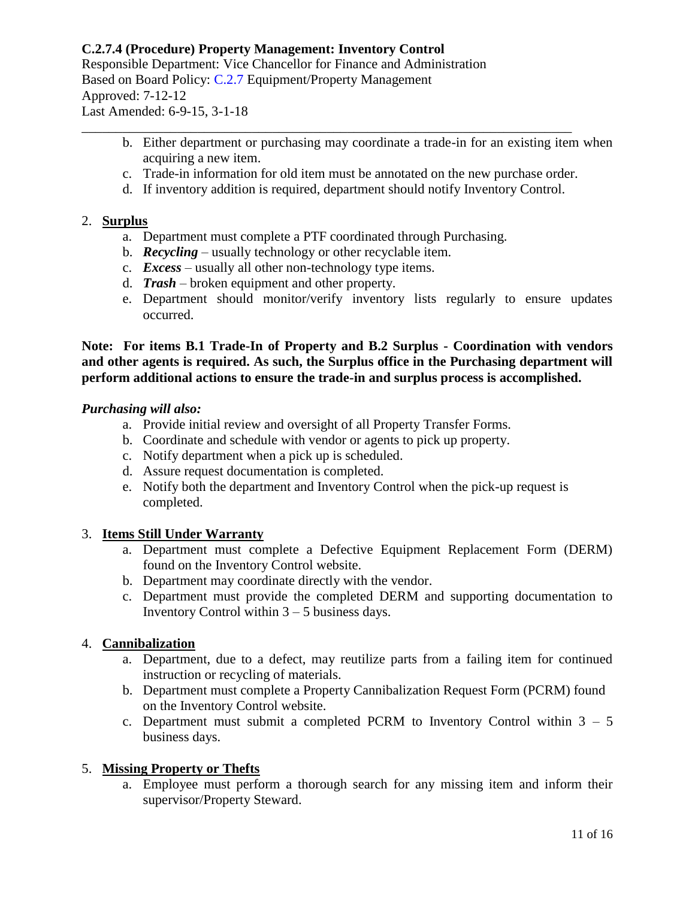**C.2.7.4 (Procedure) Property Management: Inventory Control**
Responsible Department: Vice Chancellor for Finance and Administration
Based on Board Policy: C.2.7 Equipment/Property Management
Approved: 7-12-12
Last Amended: 6-9-15, 3-1-18

---

   b. Either department or purchasing may coordinate a trade-in for an existing item when acquiring a new item.
   c. Trade-in information for old item must be annotated on the new purchase order.
   d. If inventory addition is required, department should notify Inventory Control.

2. **Surplus**
   a. Department must complete a PTF coordinated through Purchasing.
   b. ***Recycling*** – usually technology or other recyclable item.
   c. ***Excess*** – usually all other non-technology type items.
   d. ***Trash*** – broken equipment and other property.
   e. Department should monitor/verify inventory lists regularly to ensure updates occurred.

**Note: For items B.1 Trade-In of Property and B.2 Surplus - Coordination with vendors and other agents is required. As such, the Surplus office in the Purchasing department will perform additional actions to ensure the trade-in and surplus process is accomplished.**

***Purchasing will also:***
   a. Provide initial review and oversight of all Property Transfer Forms.
   b. Coordinate and schedule with vendor or agents to pick up property.
   c. Notify department when a pick up is scheduled.
   d. Assure request documentation is completed.
   e. Notify both the department and Inventory Control when the pick-up request is completed.

3. **Items Still Under Warranty**
   a. Department must complete a Defective Equipment Replacement Form (DERM) found on the Inventory Control website.
   b. Department may coordinate directly with the vendor.
   c. Department must provide the completed DERM and supporting documentation to Inventory Control within 3 – 5 business days.

4. **Cannibalization**
   a. Department, due to a defect, may reutilize parts from a failing item for continued instruction or recycling of materials.
   b. Department must complete a Property Cannibalization Request Form (PCRM) found on the Inventory Control website.
   c. Department must submit a completed PCRM to Inventory Control within 3 – 5 business days.

5. **Missing Property or Thefts**
   a. Employee must perform a thorough search for any missing item and inform their supervisor/Property Steward.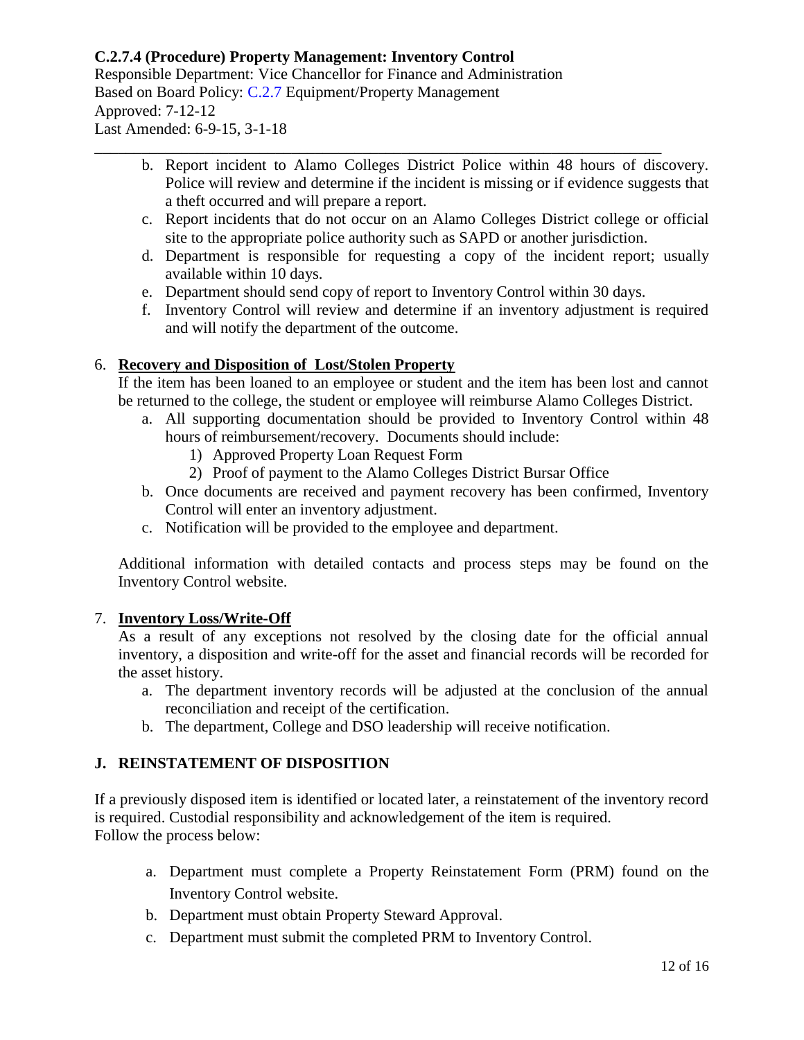b. Report incident to Alamo Colleges District Police within 48 hours of discovery. Police will review and determine if the incident is missing or if evidence suggests that a theft occurred and will prepare a report.
c. Report incidents that do not occur on an Alamo Colleges District college or official site to the appropriate police authority such as SAPD or another jurisdiction.
d. Department is responsible for requesting a copy of the incident report; usually available within 10 days.
e. Department should send copy of report to Inventory Control within 30 days.
f. Inventory Control will review and determine if an inventory adjustment is required and will notify the department of the outcome.

6. **Recovery and Disposition of Lost/Stolen Property**

If the item has been loaned to an employee or student and the item has been lost and cannot be returned to the college, the student or employee will reimburse Alamo Colleges District.

a. All supporting documentation should be provided to Inventory Control within 48 hours of reimbursement/recovery. Documents should include:
   1) Approved Property Loan Request Form
   2) Proof of payment to the Alamo Colleges District Bursar Office
b. Once documents are received and payment recovery has been confirmed, Inventory Control will enter an inventory adjustment.
c. Notification will be provided to the employee and department.

Additional information with detailed contacts and process steps may be found on the Inventory Control website.

7. **Inventory Loss/Write-Off**

As a result of any exceptions not resolved by the closing date for the official annual inventory, a disposition and write-off for the asset and financial records will be recorded for the asset history.

a. The department inventory records will be adjusted at the conclusion of the annual reconciliation and receipt of the certification.
b. The department, College and DSO leadership will receive notification.

## J. REINSTATEMENT OF DISPOSITION

If a previously disposed item is identified or located later, a reinstatement of the inventory record is required. Custodial responsibility and acknowledgement of the item is required.
Follow the process below:

a. Department must complete a Property Reinstatement Form (PRM) found on the Inventory Control website.
b. Department must obtain Property Steward Approval.
c. Department must submit the completed PRM to Inventory Control.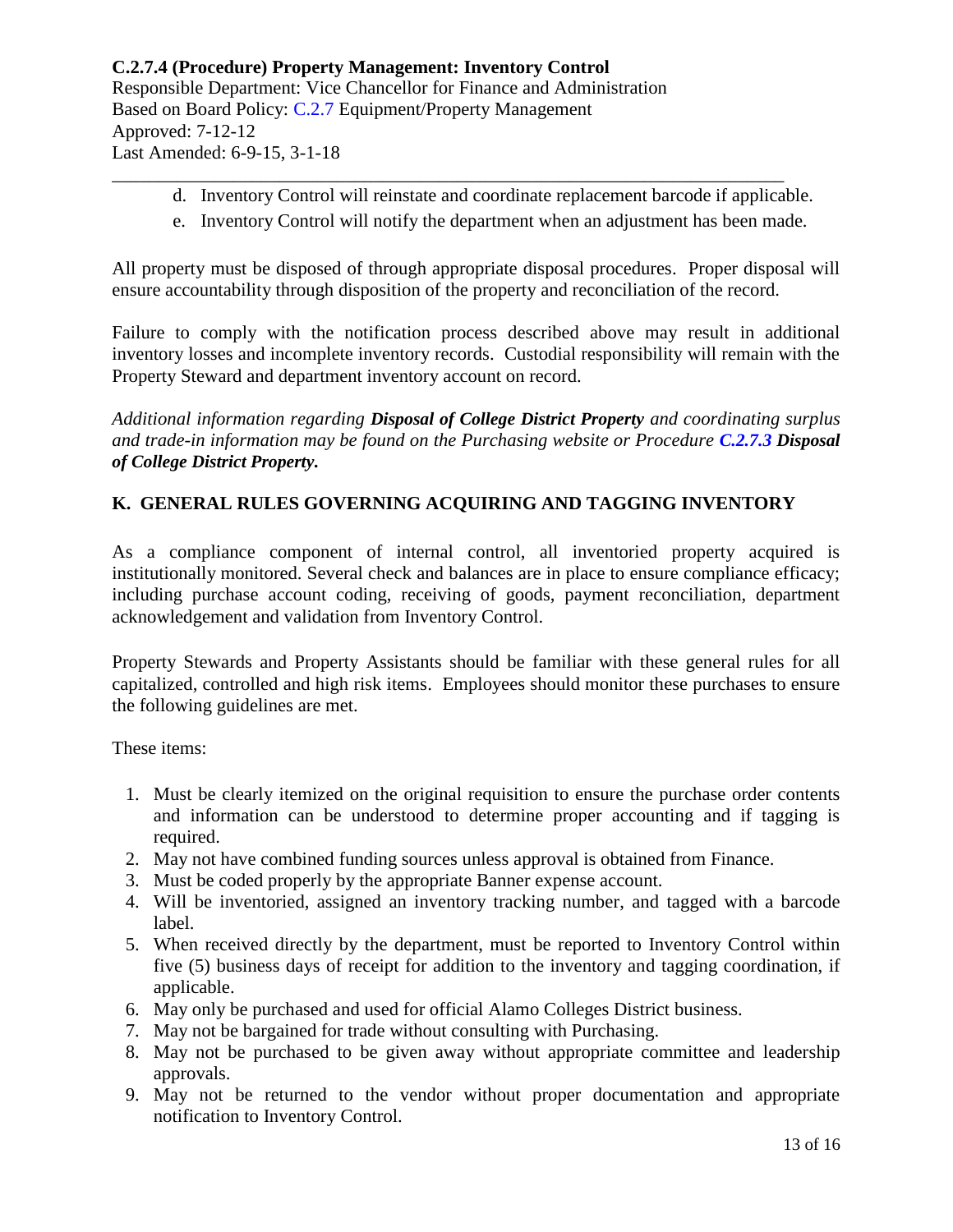d. Inventory Control will reinstate and coordinate replacement barcode if applicable.
e. Inventory Control will notify the department when an adjustment has been made.

All property must be disposed of through appropriate disposal procedures. Proper disposal will ensure accountability through disposition of the property and reconciliation of the record.

Failure to comply with the notification process described above may result in additional inventory losses and incomplete inventory records. Custodial responsibility will remain with the Property Steward and department inventory account on record.

*Additional information regarding **Disposal of College District Property** and coordinating surplus and trade-in information may be found on the Purchasing website or Procedure **C.2.7.3 Disposal of College District Property.***

## K. GENERAL RULES GOVERNING ACQUIRING AND TAGGING INVENTORY

As a compliance component of internal control, all inventoried property acquired is institutionally monitored. Several check and balances are in place to ensure compliance efficacy; including purchase account coding, receiving of goods, payment reconciliation, department acknowledgement and validation from Inventory Control.

Property Stewards and Property Assistants should be familiar with these general rules for all capitalized, controlled and high risk items. Employees should monitor these purchases to ensure the following guidelines are met.

These items:

1. Must be clearly itemized on the original requisition to ensure the purchase order contents and information can be understood to determine proper accounting and if tagging is required.
2. May not have combined funding sources unless approval is obtained from Finance.
3. Must be coded properly by the appropriate Banner expense account.
4. Will be inventoried, assigned an inventory tracking number, and tagged with a barcode label.
5. When received directly by the department, must be reported to Inventory Control within five (5) business days of receipt for addition to the inventory and tagging coordination, if applicable.
6. May only be purchased and used for official Alamo Colleges District business.
7. May not be bargained for trade without consulting with Purchasing.
8. May not be purchased to be given away without appropriate committee and leadership approvals.
9. May not be returned to the vendor without proper documentation and appropriate notification to Inventory Control.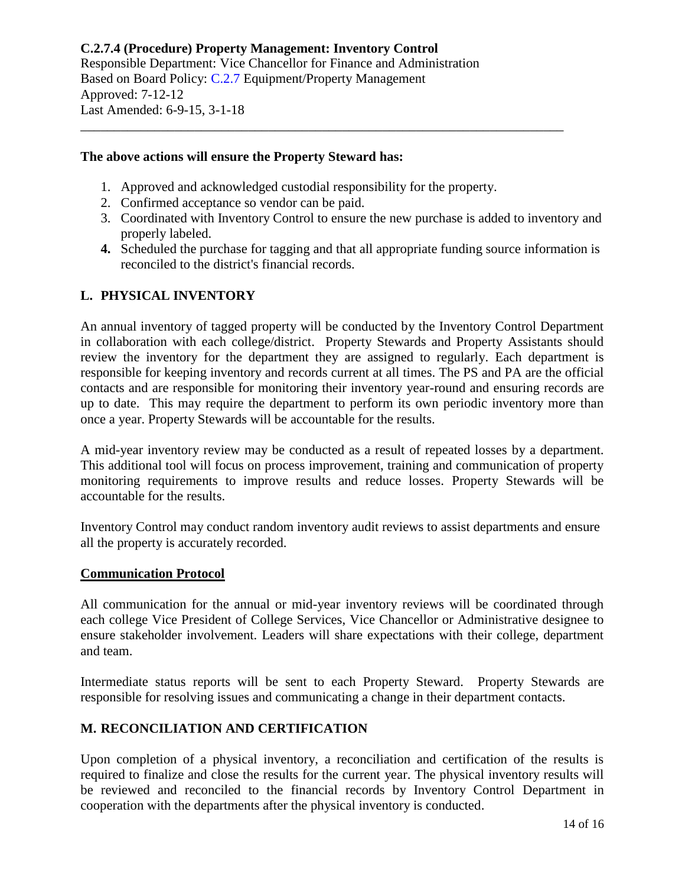**The above actions will ensure the Property Steward has:**

1. Approved and acknowledged custodial responsibility for the property.
2. Confirmed acceptance so vendor can be paid.
3. Coordinated with Inventory Control to ensure the new purchase is added to inventory and properly labeled.
4. Scheduled the purchase for tagging and that all appropriate funding source information is reconciled to the district's financial records.

## L. PHYSICAL INVENTORY

An annual inventory of tagged property will be conducted by the Inventory Control Department in collaboration with each college/district. Property Stewards and Property Assistants should review the inventory for the department they are assigned to regularly. Each department is responsible for keeping inventory and records current at all times. The PS and PA are the official contacts and are responsible for monitoring their inventory year-round and ensuring records are up to date. This may require the department to perform its own periodic inventory more than once a year. Property Stewards will be accountable for the results.

A mid-year inventory review may be conducted as a result of repeated losses by a department. This additional tool will focus on process improvement, training and communication of property monitoring requirements to improve results and reduce losses. Property Stewards will be accountable for the results.

Inventory Control may conduct random inventory audit reviews to assist departments and ensure all the property is accurately recorded.

### Communication Protocol

All communication for the annual or mid-year inventory reviews will be coordinated through each college Vice President of College Services, Vice Chancellor or Administrative designee to ensure stakeholder involvement. Leaders will share expectations with their college, department and team.

Intermediate status reports will be sent to each Property Steward. Property Stewards are responsible for resolving issues and communicating a change in their department contacts.

## M. RECONCILIATION AND CERTIFICATION

Upon completion of a physical inventory, a reconciliation and certification of the results is required to finalize and close the results for the current year. The physical inventory results will be reviewed and reconciled to the financial records by Inventory Control Department in cooperation with the departments after the physical inventory is conducted.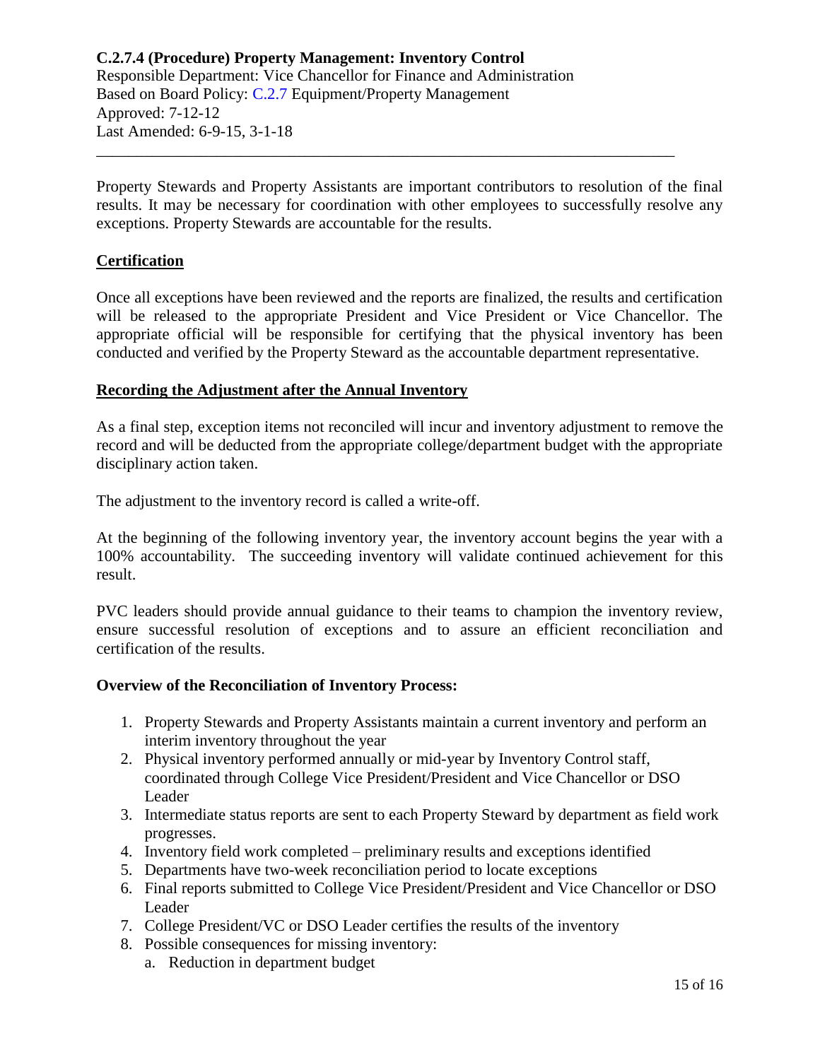**C.2.7.4 (Procedure) Property Management: Inventory Control**
Responsible Department: Vice Chancellor for Finance and Administration
Based on Board Policy: C.2.7 Equipment/Property Management
Approved: 7-12-12
Last Amended: 6-9-15, 3-1-18

---

Property Stewards and Property Assistants are important contributors to resolution of the final results. It may be necessary for coordination with other employees to successfully resolve any exceptions. Property Stewards are accountable for the results.

## Certification

Once all exceptions have been reviewed and the reports are finalized, the results and certification will be released to the appropriate President and Vice President or Vice Chancellor. The appropriate official will be responsible for certifying that the physical inventory has been conducted and verified by the Property Steward as the accountable department representative.

## Recording the Adjustment after the Annual Inventory

As a final step, exception items not reconciled will incur and inventory adjustment to remove the record and will be deducted from the appropriate college/department budget with the appropriate disciplinary action taken.

The adjustment to the inventory record is called a write-off.

At the beginning of the following inventory year, the inventory account begins the year with a 100% accountability. The succeeding inventory will validate continued achievement for this result.

PVC leaders should provide annual guidance to their teams to champion the inventory review, ensure successful resolution of exceptions and to assure an efficient reconciliation and certification of the results.

**Overview of the Reconciliation of Inventory Process:**

1. Property Stewards and Property Assistants maintain a current inventory and perform an interim inventory throughout the year
2. Physical inventory performed annually or mid-year by Inventory Control staff, coordinated through College Vice President/President and Vice Chancellor or DSO Leader
3. Intermediate status reports are sent to each Property Steward by department as field work progresses.
4. Inventory field work completed – preliminary results and exceptions identified
5. Departments have two-week reconciliation period to locate exceptions
6. Final reports submitted to College Vice President/President and Vice Chancellor or DSO Leader
7. College President/VC or DSO Leader certifies the results of the inventory
8. Possible consequences for missing inventory:
   a. Reduction in department budget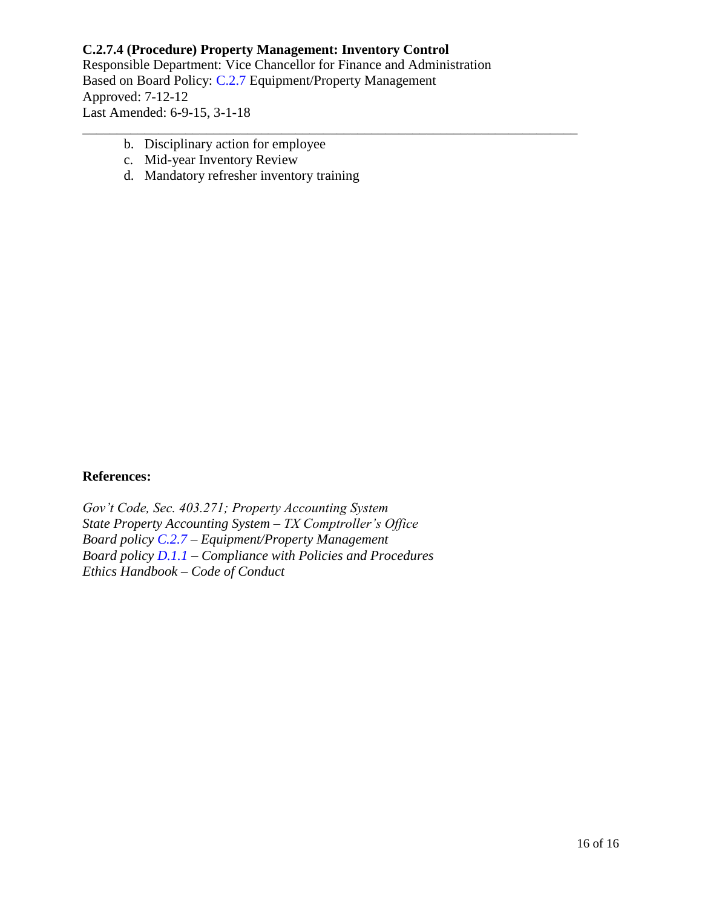b. Disciplinary action for employee
c. Mid-year Inventory Review
d. Mandatory refresher inventory training

**References:**

*Gov't Code, Sec. 403.271; Property Accounting System*
*State Property Accounting System – TX Comptroller's Office*
*Board policy C.2.7 – Equipment/Property Management*
*Board policy D.1.1 – Compliance with Policies and Procedures*
*Ethics Handbook – Code of Conduct*